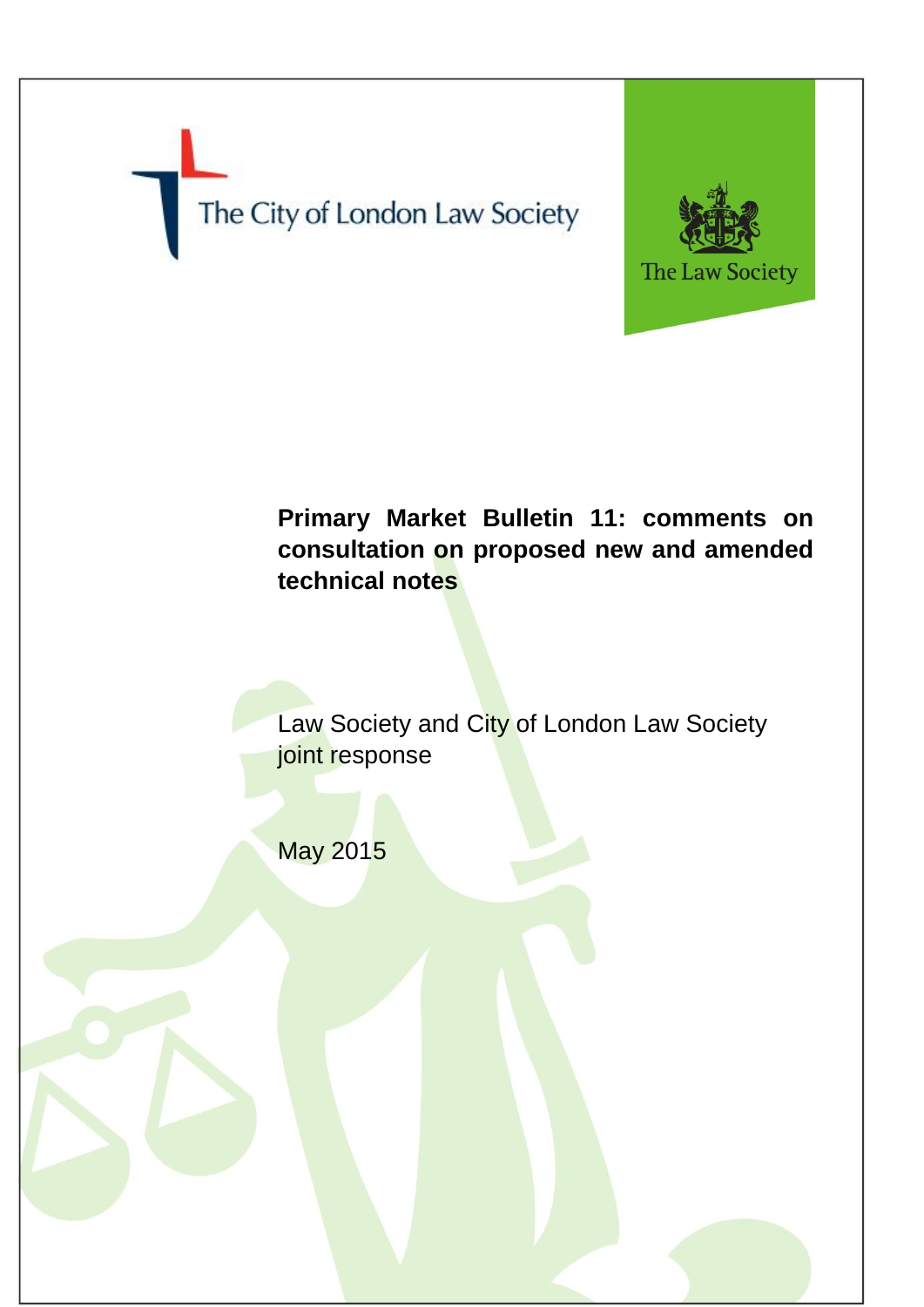The City of London Law Society

The Law Society

# Primary Market Bulletin 11: comments on consultation on proposed new and amended technical notes

Law Society and City of London Law Society joint response

May 2015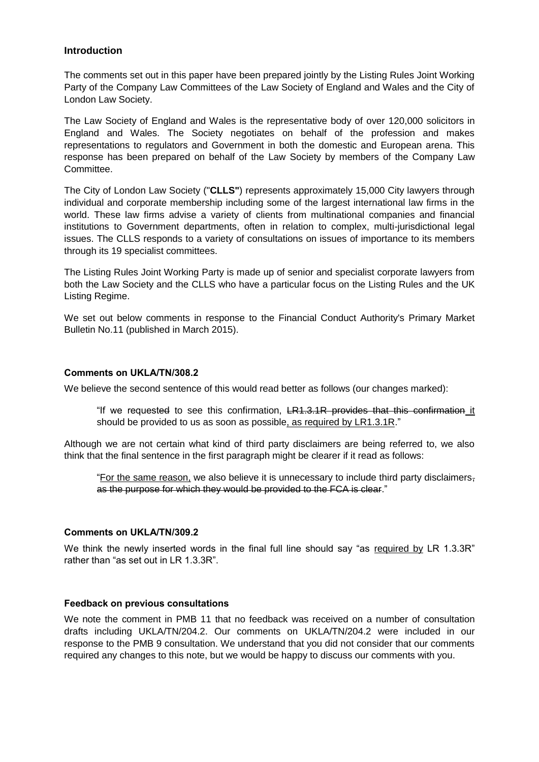### Introduction

The comments set out in this paper have been prepared jointly by the Listing Rules Joint Working Party of the Company Law Committees of the Law Society of England and Wales and the City of London Law Society.

The Law Society of England and Wales is the representative body of over 120,000 solicitors in England and Wales. The Society negotiates on behalf of the profession and makes representations to regulators and Government in both the domestic and European arena. This response has been prepared on behalf of the Law Society by members of the Company Law Committee.

The City of London Law Society ("**CLLS**") represents approximately 15,000 City lawyers through individual and corporate membership including some of the largest international law firms in the world. These law firms advise a variety of clients from multinational companies and financial institutions to Government departments, often in relation to complex, multi-jurisdictional legal issues. The CLLS responds to a variety of consultations on issues of importance to its members through its 19 specialist committees.

The Listing Rules Joint Working Party is made up of senior and specialist corporate lawyers from both the Law Society and the CLLS who have a particular focus on the Listing Rules and the UK Listing Regime.

We set out below comments in response to the Financial Conduct Authority's Primary Market Bulletin No.11 (published in March 2015).

### Comments on UKLA/TN/308.2

We believe the second sentence of this would read better as follows (our changes marked):

> "If we request~~ed~~ to see this confirmation, ~~LR1.3.1R provides that this confirmation~~ <u>it</u> should be provided to us as soon as possible<u>, as required by LR1.3.1R</u>."

Although we are not certain what kind of third party disclaimers are being referred to, we also think that the final sentence in the first paragraph might be clearer if it read as follows:

> "<u>For the same reason,</u> we also believe it is unnecessary to include third party disclaimers~~, as the purpose for which they would be provided to the FCA is clear~~."

### Comments on UKLA/TN/309.2

We think the newly inserted words in the final full line should say "as <u>required by</u> LR 1.3.3R" rather than "as set out in LR 1.3.3R".

### Feedback on previous consultations

We note the comment in PMB 11 that no feedback was received on a number of consultation drafts including UKLA/TN/204.2. Our comments on UKLA/TN/204.2 were included in our response to the PMB 9 consultation. We understand that you did not consider that our comments required any changes to this note, but we would be happy to discuss our comments with you.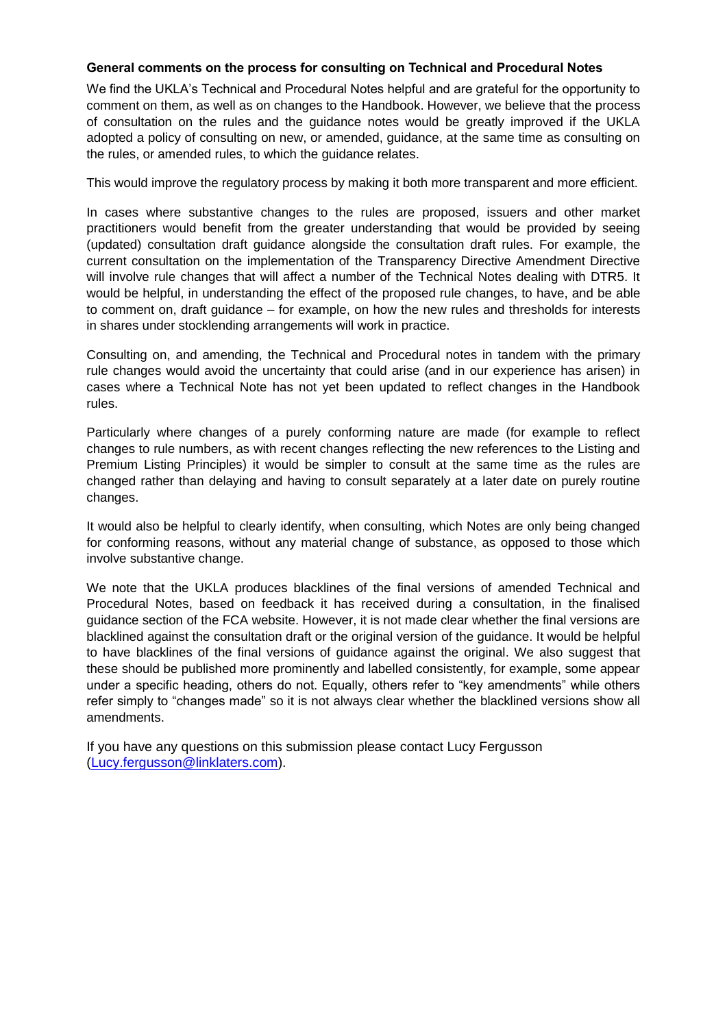**General comments on the process for consulting on Technical and Procedural Notes**

We find the UKLA's Technical and Procedural Notes helpful and are grateful for the opportunity to comment on them, as well as on changes to the Handbook. However, we believe that the process of consultation on the rules and the guidance notes would be greatly improved if the UKLA adopted a policy of consulting on new, or amended, guidance, at the same time as consulting on the rules, or amended rules, to which the guidance relates.

This would improve the regulatory process by making it both more transparent and more efficient.

In cases where substantive changes to the rules are proposed, issuers and other market practitioners would benefit from the greater understanding that would be provided by seeing (updated) consultation draft guidance alongside the consultation draft rules. For example, the current consultation on the implementation of the Transparency Directive Amendment Directive will involve rule changes that will affect a number of the Technical Notes dealing with DTR5. It would be helpful, in understanding the effect of the proposed rule changes, to have, and be able to comment on, draft guidance – for example, on how the new rules and thresholds for interests in shares under stocklending arrangements will work in practice.

Consulting on, and amending, the Technical and Procedural notes in tandem with the primary rule changes would avoid the uncertainty that could arise (and in our experience has arisen) in cases where a Technical Note has not yet been updated to reflect changes in the Handbook rules.

Particularly where changes of a purely conforming nature are made (for example to reflect changes to rule numbers, as with recent changes reflecting the new references to the Listing and Premium Listing Principles) it would be simpler to consult at the same time as the rules are changed rather than delaying and having to consult separately at a later date on purely routine changes.

It would also be helpful to clearly identify, when consulting, which Notes are only being changed for conforming reasons, without any material change of substance, as opposed to those which involve substantive change.

We note that the UKLA produces blacklines of the final versions of amended Technical and Procedural Notes, based on feedback it has received during a consultation, in the finalised guidance section of the FCA website. However, it is not made clear whether the final versions are blacklined against the consultation draft or the original version of the guidance. It would be helpful to have blacklines of the final versions of guidance against the original. We also suggest that these should be published more prominently and labelled consistently, for example, some appear under a specific heading, others do not. Equally, others refer to "key amendments" while others refer simply to "changes made" so it is not always clear whether the blacklined versions show all amendments.

If you have any questions on this submission please contact Lucy Fergusson (Lucy.fergusson@linklaters.com).